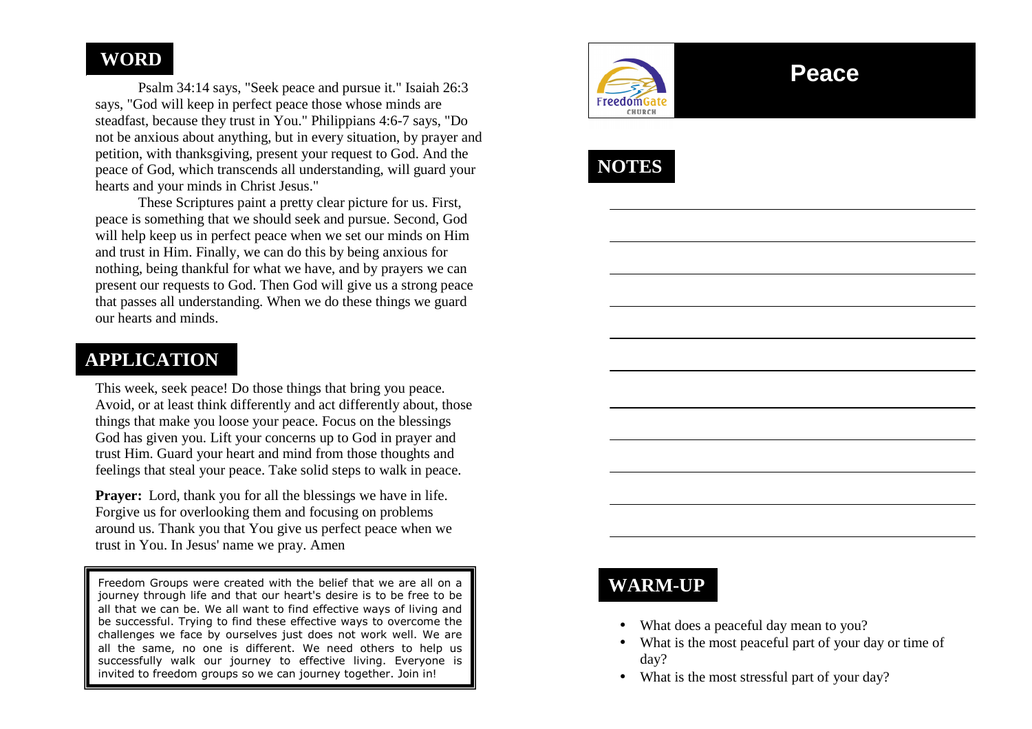## WORD

Psalm 34:14 says, "Seek peace and pursue it." Isaiah 26:3 says, "God will keep in perfect peace those whose minds are steadfast, because they trust in You." Philippians 4:6-7 says, "Do not be anxious about anything, but in every situation, by prayer and petition, with thanksgiving, present your request to God. And the peace of God, which transcends all understanding, will guard your hearts and your minds in Christ Jesus."

These Scriptures paint a pretty clear picture for us. First, peace is something that we should seek and pursue. Second, God will help keep us in perfect peace when we set our minds on Him and trust in Him. Finally, we can do this by being anxious for nothing, being thankful for what we have, and by prayers we can present our requests to God. Then God will give us a strong peace that passes all understanding. When we do these things we guard our hearts and minds.

## APPLICATION

This week, seek peace! Do those things that bring you peace. Avoid, or at least think differently and act differently about, those things that make you loose your peace. Focus on the blessings God has given you. Lift your concerns up to God in prayer and trust Him. Guard your heart and mind from those thoughts and feelings that steal your peace. Take solid steps to walk in peace.

**Prayer:** Lord, thank you for all the blessings we have in life. Forgive us for overlooking them and focusing on problems around us. Thank you that You give us perfect peace when we trust in You. In Jesus' name we pray. Amen

Freedom Groups were created with the belief that we are all on a journey through life and that our heart's desire is to be free to be all that we can be. We all want to find effective ways of living and be successful. Trying to find these effective ways to overcome the challenges we face by ourselves just does not work well. We are all the same, no one is different. We need others to help us successfully walk our journey to effective living. Everyone is invited to freedom groups so we can journey together. Join in!

FreedomGate CHURCH

# Peace

## NOTES

## WARM-UP

- What does a peaceful day mean to you?
- What is the most peaceful part of your day or time of day?
- What is the most stressful part of your day?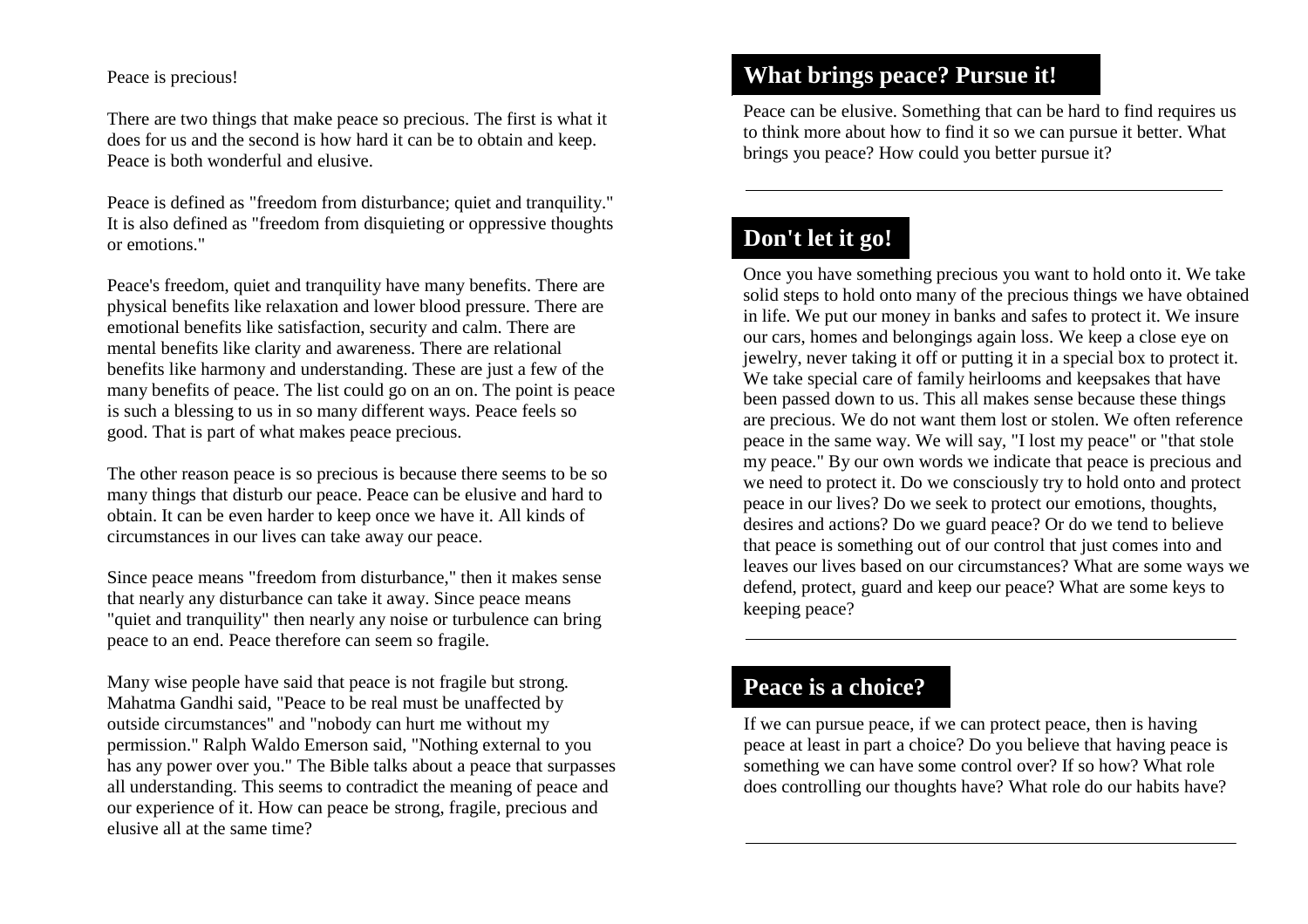Peace is precious!

There are two things that make peace so precious. The first is what it does for us and the second is how hard it can be to obtain and keep. Peace is both wonderful and elusive.

Peace is defined as "freedom from disturbance; quiet and tranquility." It is also defined as "freedom from disquieting or oppressive thoughts or emotions."

Peace's freedom, quiet and tranquility have many benefits. There are physical benefits like relaxation and lower blood pressure. There are emotional benefits like satisfaction, security and calm. There are mental benefits like clarity and awareness. There are relational benefits like harmony and understanding. These are just a few of the many benefits of peace. The list could go on an on. The point is peace is such a blessing to us in so many different ways. Peace feels so good. That is part of what makes peace precious.

The other reason peace is so precious is because there seems to be so many things that disturb our peace. Peace can be elusive and hard to obtain. It can be even harder to keep once we have it. All kinds of circumstances in our lives can take away our peace.

Since peace means "freedom from disturbance," then it makes sense that nearly any disturbance can take it away. Since peace means "quiet and tranquility" then nearly any noise or turbulence can bring peace to an end. Peace therefore can seem so fragile.

Many wise people have said that peace is not fragile but strong. Mahatma Gandhi said, "Peace to be real must be unaffected by outside circumstances" and "nobody can hurt me without my permission." Ralph Waldo Emerson said, "Nothing external to you has any power over you." The Bible talks about a peace that surpasses all understanding. This seems to contradict the meaning of peace and our experience of it. How can peace be strong, fragile, precious and elusive all at the same time?

## What brings peace? Pursue it!

Peace can be elusive. Something that can be hard to find requires us to think more about how to find it so we can pursue it better. What brings you peace? How could you better pursue it?

---

## Don't let it go!

Once you have something precious you want to hold onto it. We take solid steps to hold onto many of the precious things we have obtained in life. We put our money in banks and safes to protect it. We insure our cars, homes and belongings again loss. We keep a close eye on jewelry, never taking it off or putting it in a special box to protect it. We take special care of family heirlooms and keepsakes that have been passed down to us. This all makes sense because these things are precious. We do not want them lost or stolen. We often reference peace in the same way. We will say, "I lost my peace" or "that stole my peace." By our own words we indicate that peace is precious and we need to protect it. Do we consciously try to hold onto and protect peace in our lives? Do we seek to protect our emotions, thoughts, desires and actions? Do we guard peace? Or do we tend to believe that peace is something out of our control that just comes into and leaves our lives based on our circumstances? What are some ways we defend, protect, guard and keep our peace? What are some keys to keeping peace?

---

## Peace is a choice?

If we can pursue peace, if we can protect peace, then is having peace at least in part a choice? Do you believe that having peace is something we can have some control over? If so how? What role does controlling our thoughts have? What role do our habits have?

---